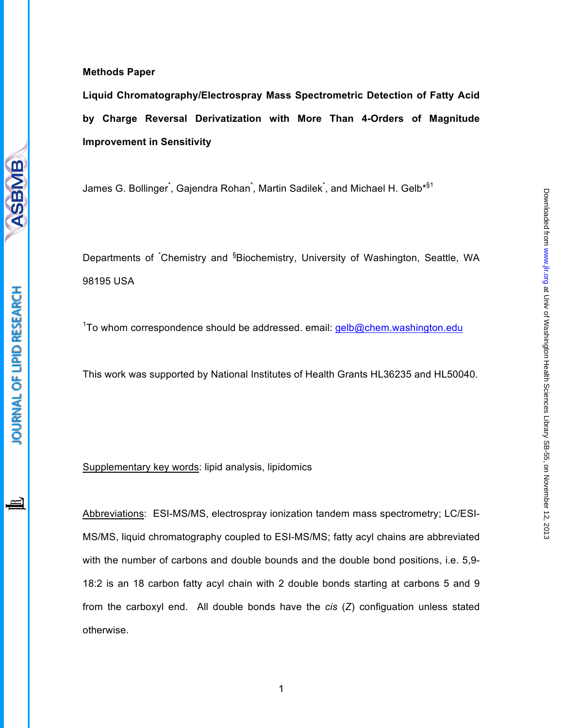**Methods Paper**

# Liquid Chromatography/Electrospray Mass Spectrometric Detection of Fatty Acid by Charge Reversal Derivatization with More Than 4-Orders of Magnitude Improvement in Sensitivity

James G. Bollinger[*], Gajendra Rohan[*], Martin Sadilek[*], and Michael H. Gelb[*§1]

Departments of [*]Chemistry and [§]Biochemistry, University of Washington, Seattle, WA 98195 USA

[1]To whom correspondence should be addressed. email: gelb@chem.washington.edu

This work was supported by National Institutes of Health Grants HL36235 and HL50040.

Supplementary key words: lipid analysis, lipidomics

Abbreviations: ESI-MS/MS, electrospray ionization tandem mass spectrometry; LC/ESI-MS/MS, liquid chromatography coupled to ESI-MS/MS; fatty acyl chains are abbreviated with the number of carbons and double bounds and the double bond positions, i.e. 5,9-18:2 is an 18 carbon fatty acyl chain with 2 double bonds starting at carbons 5 and 9 from the carboxyl end. All double bonds have the *cis* (*Z*) configuation unless stated otherwise.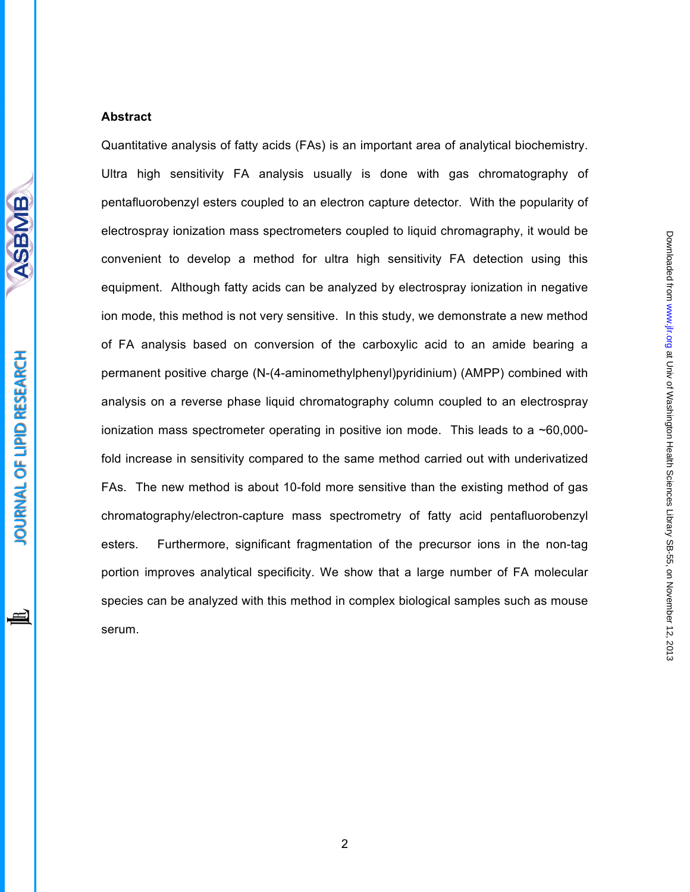## Abstract

Quantitative analysis of fatty acids (FAs) is an important area of analytical biochemistry. Ultra high sensitivity FA analysis usually is done with gas chromatography of pentafluorobenzyl esters coupled to an electron capture detector. With the popularity of electrospray ionization mass spectrometers coupled to liquid chromagraphy, it would be convenient to develop a method for ultra high sensitivity FA detection using this equipment. Although fatty acids can be analyzed by electrospray ionization in negative ion mode, this method is not very sensitive. In this study, we demonstrate a new method of FA analysis based on conversion of the carboxylic acid to an amide bearing a permanent positive charge (N-(4-aminomethylphenyl)pyridinium) (AMPP) combined with analysis on a reverse phase liquid chromatography column coupled to an electrospray ionization mass spectrometer operating in positive ion mode. This leads to a ~60,000-fold increase in sensitivity compared to the same method carried out with underivatized FAs. The new method is about 10-fold more sensitive than the existing method of gas chromatography/electron-capture mass spectrometry of fatty acid pentafluorobenzyl esters. Furthermore, significant fragmentation of the precursor ions in the non-tag portion improves analytical specificity. We show that a large number of FA molecular species can be analyzed with this method in complex biological samples such as mouse serum.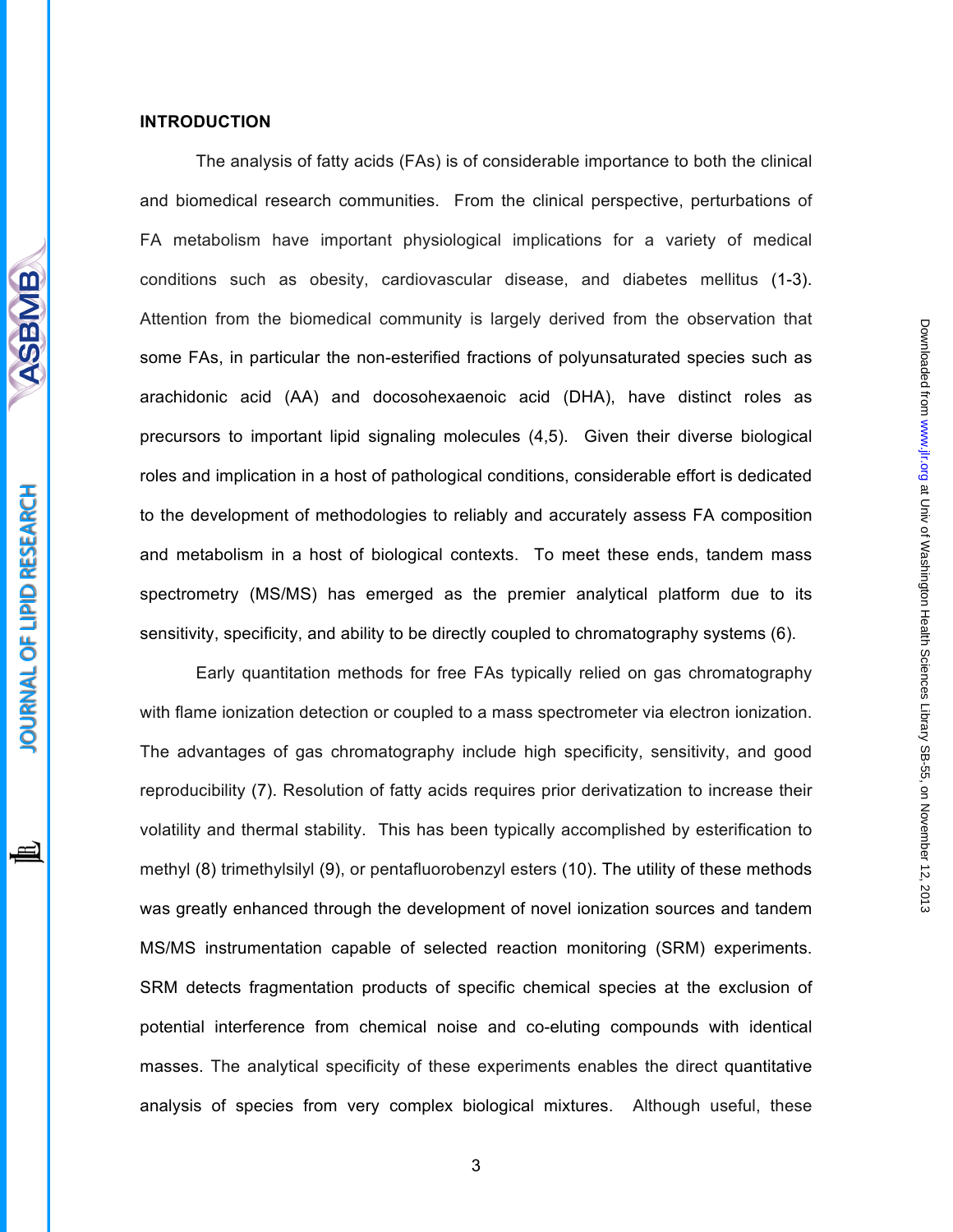## INTRODUCTION

The analysis of fatty acids (FAs) is of considerable importance to both the clinical and biomedical research communities. From the clinical perspective, perturbations of FA metabolism have important physiological implications for a variety of medical conditions such as obesity, cardiovascular disease, and diabetes mellitus (1-3). Attention from the biomedical community is largely derived from the observation that some FAs, in particular the non-esterified fractions of polyunsaturated species such as arachidonic acid (AA) and docosohexaenoic acid (DHA), have distinct roles as precursors to important lipid signaling molecules (4,5). Given their diverse biological roles and implication in a host of pathological conditions, considerable effort is dedicated to the development of methodologies to reliably and accurately assess FA composition and metabolism in a host of biological contexts. To meet these ends, tandem mass spectrometry (MS/MS) has emerged as the premier analytical platform due to its sensitivity, specificity, and ability to be directly coupled to chromatography systems (6).

Early quantitation methods for free FAs typically relied on gas chromatography with flame ionization detection or coupled to a mass spectrometer via electron ionization. The advantages of gas chromatography include high specificity, sensitivity, and good reproducibility (7). Resolution of fatty acids requires prior derivatization to increase their volatility and thermal stability. This has been typically accomplished by esterification to methyl (8) trimethylsilyl (9), or pentafluorobenzyl esters (10). The utility of these methods was greatly enhanced through the development of novel ionization sources and tandem MS/MS instrumentation capable of selected reaction monitoring (SRM) experiments. SRM detects fragmentation products of specific chemical species at the exclusion of potential interference from chemical noise and co-eluting compounds with identical masses. The analytical specificity of these experiments enables the direct quantitative analysis of species from very complex biological mixtures. Although useful, these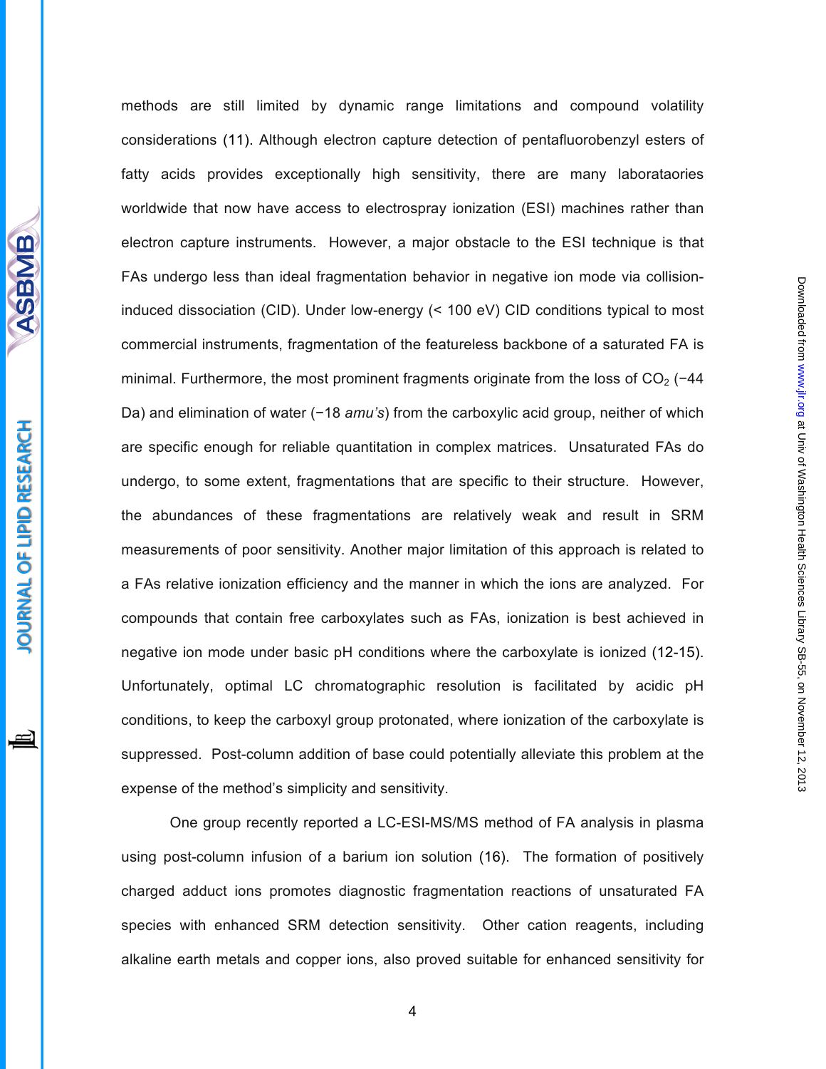methods are still limited by dynamic range limitations and compound volatility considerations (11). Although electron capture detection of pentafluorobenzyl esters of fatty acids provides exceptionally high sensitivity, there are many laborataories worldwide that now have access to electrospray ionization (ESI) machines rather than electron capture instruments. However, a major obstacle to the ESI technique is that FAs undergo less than ideal fragmentation behavior in negative ion mode via collision-induced dissociation (CID). Under low-energy (< 100 eV) CID conditions typical to most commercial instruments, fragmentation of the featureless backbone of a saturated FA is minimal. Furthermore, the most prominent fragments originate from the loss of $CO_2$ (−44 Da) and elimination of water (−18 *amu's*) from the carboxylic acid group, neither of which are specific enough for reliable quantitation in complex matrices. Unsaturated FAs do undergo, to some extent, fragmentations that are specific to their structure. However, the abundances of these fragmentations are relatively weak and result in SRM measurements of poor sensitivity. Another major limitation of this approach is related to a FAs relative ionization efficiency and the manner in which the ions are analyzed. For compounds that contain free carboxylates such as FAs, ionization is best achieved in negative ion mode under basic pH conditions where the carboxylate is ionized (12-15). Unfortunately, optimal LC chromatographic resolution is facilitated by acidic pH conditions, to keep the carboxyl group protonated, where ionization of the carboxylate is suppressed. Post-column addition of base could potentially alleviate this problem at the expense of the method's simplicity and sensitivity.

One group recently reported a LC-ESI-MS/MS method of FA analysis in plasma using post-column infusion of a barium ion solution (16). The formation of positively charged adduct ions promotes diagnostic fragmentation reactions of unsaturated FA species with enhanced SRM detection sensitivity. Other cation reagents, including alkaline earth metals and copper ions, also proved suitable for enhanced sensitivity for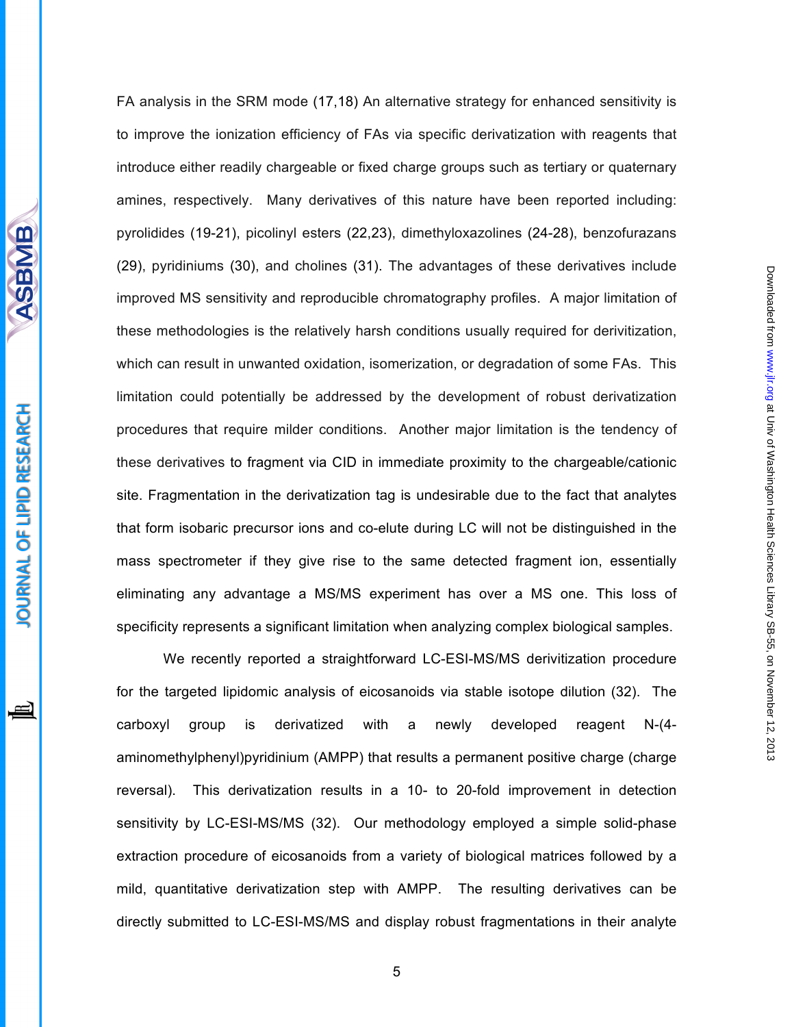FA analysis in the SRM mode (17,18) An alternative strategy for enhanced sensitivity is to improve the ionization efficiency of FAs via specific derivatization with reagents that introduce either readily chargeable or fixed charge groups such as tertiary or quaternary amines, respectively. Many derivatives of this nature have been reported including: pyrolidides (19-21), picolinyl esters (22,23), dimethyloxazolines (24-28), benzofurazans (29), pyridiniums (30), and cholines (31). The advantages of these derivatives include improved MS sensitivity and reproducible chromatography profiles. A major limitation of these methodologies is the relatively harsh conditions usually required for derivitization, which can result in unwanted oxidation, isomerization, or degradation of some FAs. This limitation could potentially be addressed by the development of robust derivatization procedures that require milder conditions. Another major limitation is the tendency of these derivatives to fragment via CID in immediate proximity to the chargeable/cationic site. Fragmentation in the derivatization tag is undesirable due to the fact that analytes that form isobaric precursor ions and co-elute during LC will not be distinguished in the mass spectrometer if they give rise to the same detected fragment ion, essentially eliminating any advantage a MS/MS experiment has over a MS one. This loss of specificity represents a significant limitation when analyzing complex biological samples.

We recently reported a straightforward LC-ESI-MS/MS derivitization procedure for the targeted lipidomic analysis of eicosanoids via stable isotope dilution (32). The carboxyl group is derivatized with a newly developed reagent N-(4-aminomethylphenyl)pyridinium (AMPP) that results a permanent positive charge (charge reversal). This derivatization results in a 10- to 20-fold improvement in detection sensitivity by LC-ESI-MS/MS (32). Our methodology employed a simple solid-phase extraction procedure of eicosanoids from a variety of biological matrices followed by a mild, quantitative derivatization step with AMPP. The resulting derivatives can be directly submitted to LC-ESI-MS/MS and display robust fragmentations in their analyte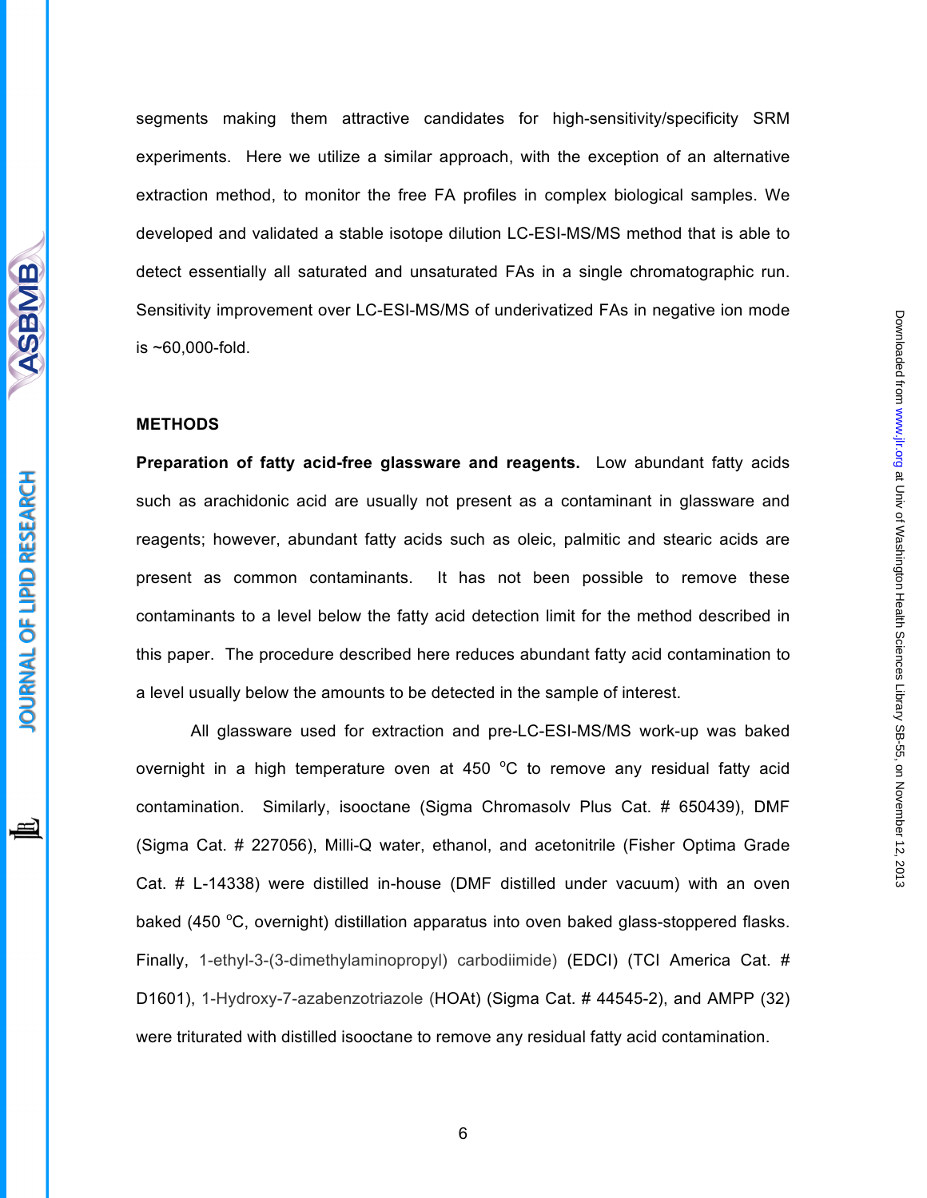segments making them attractive candidates for high-sensitivity/specificity SRM experiments. Here we utilize a similar approach, with the exception of an alternative extraction method, to monitor the free FA profiles in complex biological samples. We developed and validated a stable isotope dilution LC-ESI-MS/MS method that is able to detect essentially all saturated and unsaturated FAs in a single chromatographic run. Sensitivity improvement over LC-ESI-MS/MS of underivatized FAs in negative ion mode is ~60,000-fold.

## METHODS

**Preparation of fatty acid-free glassware and reagents.** Low abundant fatty acids such as arachidonic acid are usually not present as a contaminant in glassware and reagents; however, abundant fatty acids such as oleic, palmitic and stearic acids are present as common contaminants. It has not been possible to remove these contaminants to a level below the fatty acid detection limit for the method described in this paper. The procedure described here reduces abundant fatty acid contamination to a level usually below the amounts to be detected in the sample of interest.

All glassware used for extraction and pre-LC-ESI-MS/MS work-up was baked overnight in a high temperature oven at 450 °C to remove any residual fatty acid contamination. Similarly, isooctane (Sigma Chromasolv Plus Cat. # 650439), DMF (Sigma Cat. # 227056), Milli-Q water, ethanol, and acetonitrile (Fisher Optima Grade Cat. # L-14338) were distilled in-house (DMF distilled under vacuum) with an oven baked (450 °C, overnight) distillation apparatus into oven baked glass-stoppered flasks. Finally, 1-ethyl-3-(3-dimethylaminopropyl) carbodiimide) (EDCI) (TCI America Cat. # D1601), 1-Hydroxy-7-azabenzotriazole (HOAt) (Sigma Cat. # 44545-2), and AMPP (32) were triturated with distilled isooctane to remove any residual fatty acid contamination.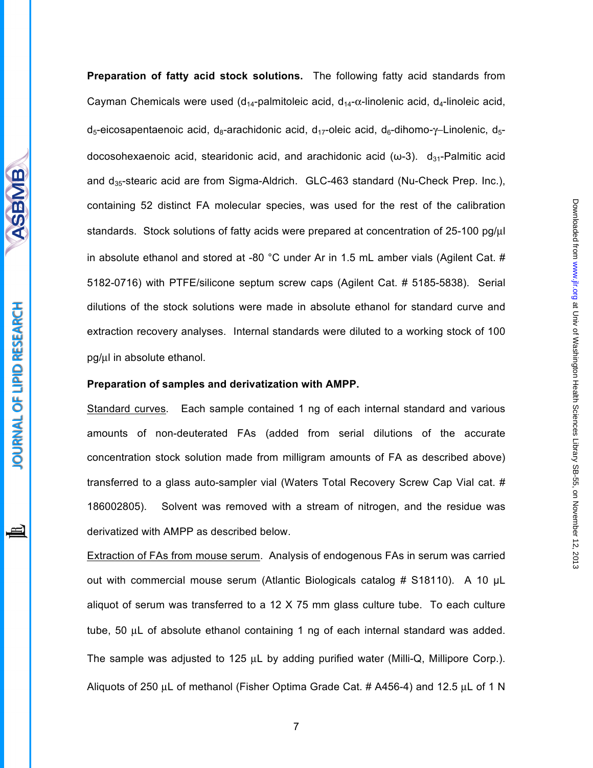**Preparation of fatty acid stock solutions.** The following fatty acid standards from Cayman Chemicals were used ($d_{14}$-palmitoleic acid, $d_{14}$-α-linolenic acid, $d_4$-linoleic acid, $d_5$-eicosapentaenoic acid, $d_8$-arachidonic acid, $d_{17}$-oleic acid, $d_6$-dihomo-γ–Linolenic, $d_5$-docosohexaenoic acid, stearidonic acid, and arachidonic acid (ω-3). $d_{31}$-Palmitic acid and $d_{35}$-stearic acid are from Sigma-Aldrich. GLC-463 standard (Nu-Check Prep. Inc.), containing 52 distinct FA molecular species, was used for the rest of the calibration standards. Stock solutions of fatty acids were prepared at concentration of 25-100 pg/μl in absolute ethanol and stored at -80 °C under Ar in 1.5 mL amber vials (Agilent Cat. # 5182-0716) with PTFE/silicone septum screw caps (Agilent Cat. # 5185-5838). Serial dilutions of the stock solutions were made in absolute ethanol for standard curve and extraction recovery analyses. Internal standards were diluted to a working stock of 100 pg/μl in absolute ethanol.

**Preparation of samples and derivatization with AMPP.**

Standard curves. Each sample contained 1 ng of each internal standard and various amounts of non-deuterated FAs (added from serial dilutions of the accurate concentration stock solution made from milligram amounts of FA as described above) transferred to a glass auto-sampler vial (Waters Total Recovery Screw Cap Vial cat. # 186002805). Solvent was removed with a stream of nitrogen, and the residue was derivatized with AMPP as described below.

Extraction of FAs from mouse serum. Analysis of endogenous FAs in serum was carried out with commercial mouse serum (Atlantic Biologicals catalog # S18110). A 10 µL aliquot of serum was transferred to a 12 X 75 mm glass culture tube. To each culture tube, 50 μL of absolute ethanol containing 1 ng of each internal standard was added. The sample was adjusted to 125 μL by adding purified water (Milli-Q, Millipore Corp.). Aliquots of 250 μL of methanol (Fisher Optima Grade Cat. # A456-4) and 12.5 μL of 1 N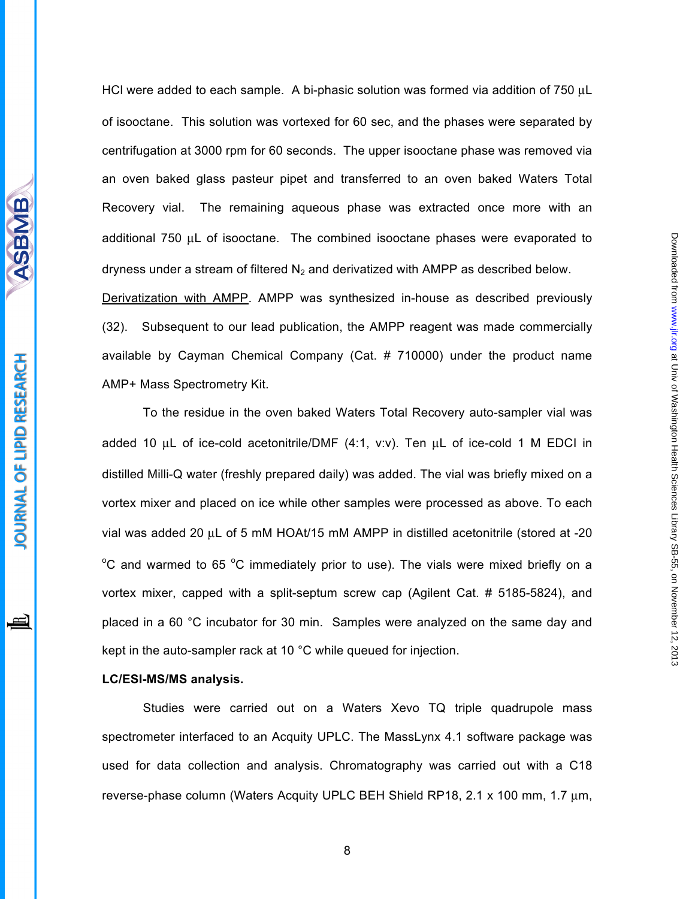HCl were added to each sample. A bi-phasic solution was formed via addition of 750 μL of isooctane. This solution was vortexed for 60 sec, and the phases were separated by centrifugation at 3000 rpm for 60 seconds. The upper isooctane phase was removed via an oven baked glass pasteur pipet and transferred to an oven baked Waters Total Recovery vial. The remaining aqueous phase was extracted once more with an additional 750 μL of isooctane. The combined isooctane phases were evaporated to dryness under a stream of filtered $N_2$ and derivatized with AMPP as described below.

Derivatization with AMPP. AMPP was synthesized in-house as described previously (32). Subsequent to our lead publication, the AMPP reagent was made commercially available by Cayman Chemical Company (Cat. # 710000) under the product name AMP+ Mass Spectrometry Kit.

To the residue in the oven baked Waters Total Recovery auto-sampler vial was added 10 μL of ice-cold acetonitrile/DMF (4:1, v:v). Ten μL of ice-cold 1 M EDCI in distilled Milli-Q water (freshly prepared daily) was added. The vial was briefly mixed on a vortex mixer and placed on ice while other samples were processed as above. To each vial was added 20 μL of 5 mM HOAt/15 mM AMPP in distilled acetonitrile (stored at -20 °C and warmed to 65 °C immediately prior to use). The vials were mixed briefly on a vortex mixer, capped with a split-septum screw cap (Agilent Cat. # 5185-5824), and placed in a 60 °C incubator for 30 min. Samples were analyzed on the same day and kept in the auto-sampler rack at 10 °C while queued for injection.

**LC/ESI-MS/MS analysis.**

Studies were carried out on a Waters Xevo TQ triple quadrupole mass spectrometer interfaced to an Acquity UPLC. The MassLynx 4.1 software package was used for data collection and analysis. Chromatography was carried out with a C18 reverse-phase column (Waters Acquity UPLC BEH Shield RP18, 2.1 x 100 mm, 1.7 μm,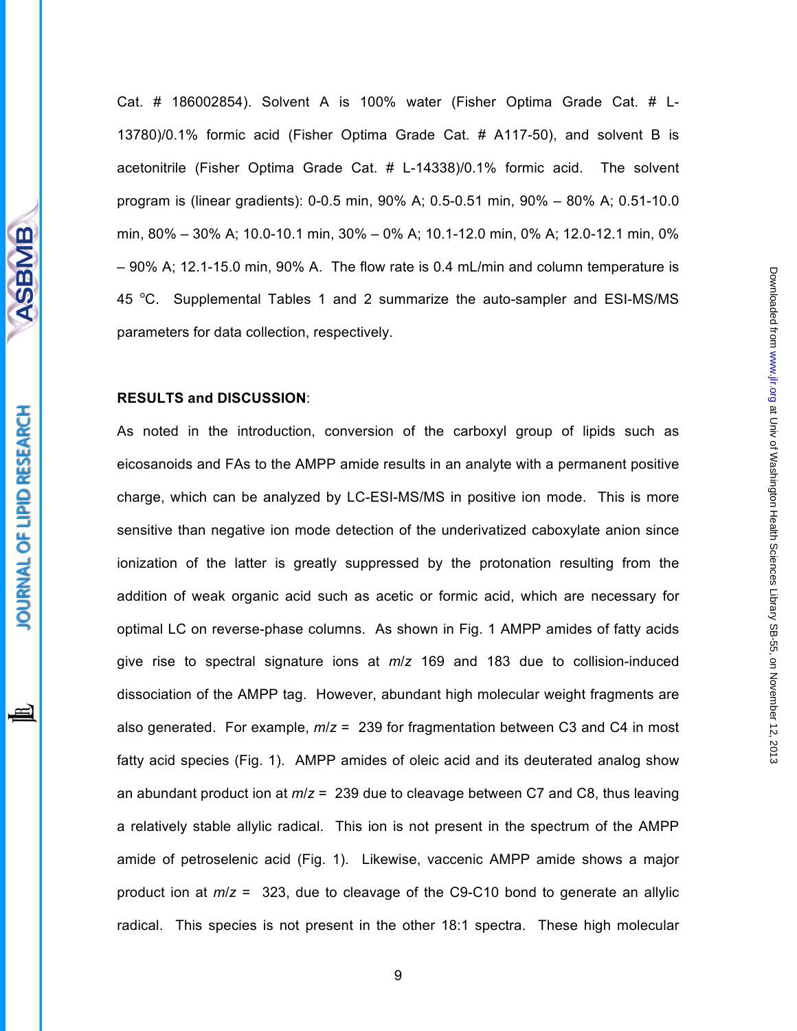Cat. # 186002854). Solvent A is 100% water (Fisher Optima Grade Cat. # L-13780)/0.1% formic acid (Fisher Optima Grade Cat. # A117-50), and solvent B is acetonitrile (Fisher Optima Grade Cat. # L-14338)/0.1% formic acid. The solvent program is (linear gradients): 0-0.5 min, 90% A; 0.5-0.51 min, 90% – 80% A; 0.51-10.0 min, 80% – 30% A; 10.0-10.1 min, 30% – 0% A; 10.1-12.0 min, 0% A; 12.0-12.1 min, 0% – 90% A; 12.1-15.0 min, 90% A. The flow rate is 0.4 mL/min and column temperature is 45 °C. Supplemental Tables 1 and 2 summarize the auto-sampler and ESI-MS/MS parameters for data collection, respectively.

**RESULTS and DISCUSSION**:

As noted in the introduction, conversion of the carboxyl group of lipids such as eicosanoids and FAs to the AMPP amide results in an analyte with a permanent positive charge, which can be analyzed by LC-ESI-MS/MS in positive ion mode. This is more sensitive than negative ion mode detection of the underivatized caboxylate anion since ionization of the latter is greatly suppressed by the protonation resulting from the addition of weak organic acid such as acetic or formic acid, which are necessary for optimal LC on reverse-phase columns. As shown in Fig. 1 AMPP amides of fatty acids give rise to spectral signature ions at *m/z* 169 and 183 due to collision-induced dissociation of the AMPP tag. However, abundant high molecular weight fragments are also generated. For example, *m/z* = 239 for fragmentation between C3 and C4 in most fatty acid species (Fig. 1). AMPP amides of oleic acid and its deuterated analog show an abundant product ion at *m/z* = 239 due to cleavage between C7 and C8, thus leaving a relatively stable allylic radical. This ion is not present in the spectrum of the AMPP amide of petroselenic acid (Fig. 1). Likewise, vaccenic AMPP amide shows a major product ion at *m/z* = 323, due to cleavage of the C9-C10 bond to generate an allylic radical. This species is not present in the other 18:1 spectra. These high molecular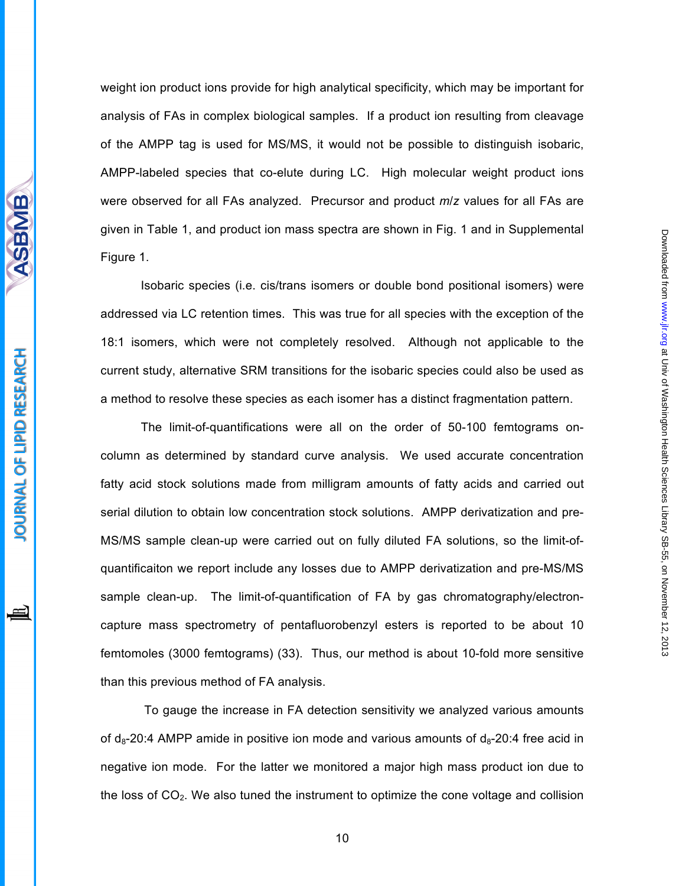weight ion product ions provide for high analytical specificity, which may be important for analysis of FAs in complex biological samples. If a product ion resulting from cleavage of the AMPP tag is used for MS/MS, it would not be possible to distinguish isobaric, AMPP-labeled species that co-elute during LC. High molecular weight product ions were observed for all FAs analyzed. Precursor and product *m*/*z* values for all FAs are given in Table 1, and product ion mass spectra are shown in Fig. 1 and in Supplemental Figure 1.

Isobaric species (i.e. cis/trans isomers or double bond positional isomers) were addressed via LC retention times. This was true for all species with the exception of the 18:1 isomers, which were not completely resolved. Although not applicable to the current study, alternative SRM transitions for the isobaric species could also be used as a method to resolve these species as each isomer has a distinct fragmentation pattern.

The limit-of-quantifications were all on the order of 50-100 femtograms on-column as determined by standard curve analysis. We used accurate concentration fatty acid stock solutions made from milligram amounts of fatty acids and carried out serial dilution to obtain low concentration stock solutions. AMPP derivatization and pre-MS/MS sample clean-up were carried out on fully diluted FA solutions, so the limit-of-quantificaiton we report include any losses due to AMPP derivatization and pre-MS/MS sample clean-up. The limit-of-quantification of FA by gas chromatography/electron-capture mass spectrometry of pentafluorobenzyl esters is reported to be about 10 femtomoles (3000 femtograms) (33). Thus, our method is about 10-fold more sensitive than this previous method of FA analysis.

To gauge the increase in FA detection sensitivity we analyzed various amounts of $d_8$-20:4 AMPP amide in positive ion mode and various amounts of $d_8$-20:4 free acid in negative ion mode. For the latter we monitored a major high mass product ion due to the loss of $CO_2$. We also tuned the instrument to optimize the cone voltage and collision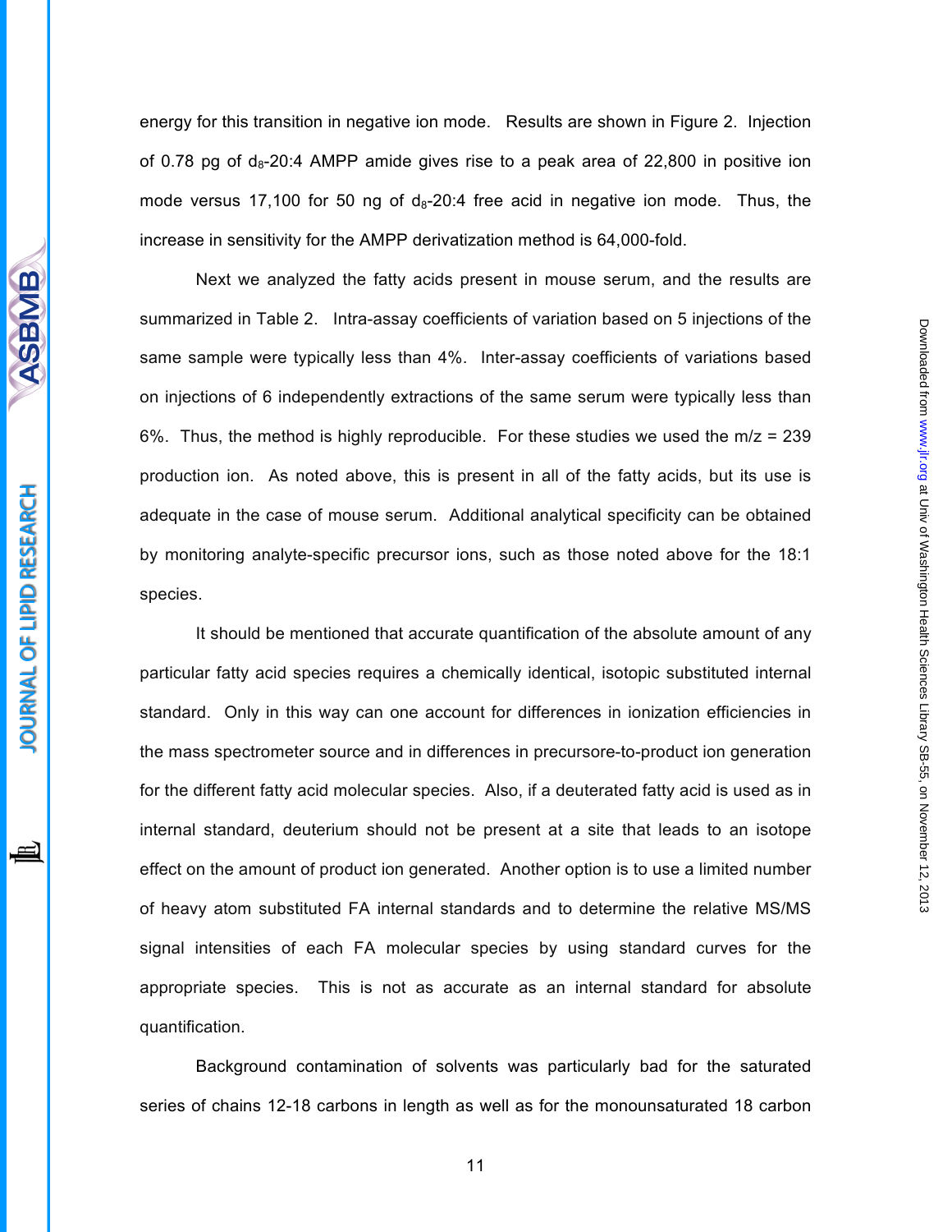energy for this transition in negative ion mode. Results are shown in Figure 2. Injection of 0.78 pg of $d_8$-20:4 AMPP amide gives rise to a peak area of 22,800 in positive ion mode versus 17,100 for 50 ng of $d_8$-20:4 free acid in negative ion mode. Thus, the increase in sensitivity for the AMPP derivatization method is 64,000-fold.

Next we analyzed the fatty acids present in mouse serum, and the results are summarized in Table 2. Intra-assay coefficients of variation based on 5 injections of the same sample were typically less than 4%. Inter-assay coefficients of variations based on injections of 6 independently extractions of the same serum were typically less than 6%. Thus, the method is highly reproducible. For these studies we used the m/z = 239 production ion. As noted above, this is present in all of the fatty acids, but its use is adequate in the case of mouse serum. Additional analytical specificity can be obtained by monitoring analyte-specific precursor ions, such as those noted above for the 18:1 species.

It should be mentioned that accurate quantification of the absolute amount of any particular fatty acid species requires a chemically identical, isotopic substituted internal standard. Only in this way can one account for differences in ionization efficiencies in the mass spectrometer source and in differences in precursore-to-product ion generation for the different fatty acid molecular species. Also, if a deuterated fatty acid is used as in internal standard, deuterium should not be present at a site that leads to an isotope effect on the amount of product ion generated. Another option is to use a limited number of heavy atom substituted FA internal standards and to determine the relative MS/MS signal intensities of each FA molecular species by using standard curves for the appropriate species. This is not as accurate as an internal standard for absolute quantification.

Background contamination of solvents was particularly bad for the saturated series of chains 12-18 carbons in length as well as for the monounsaturated 18 carbon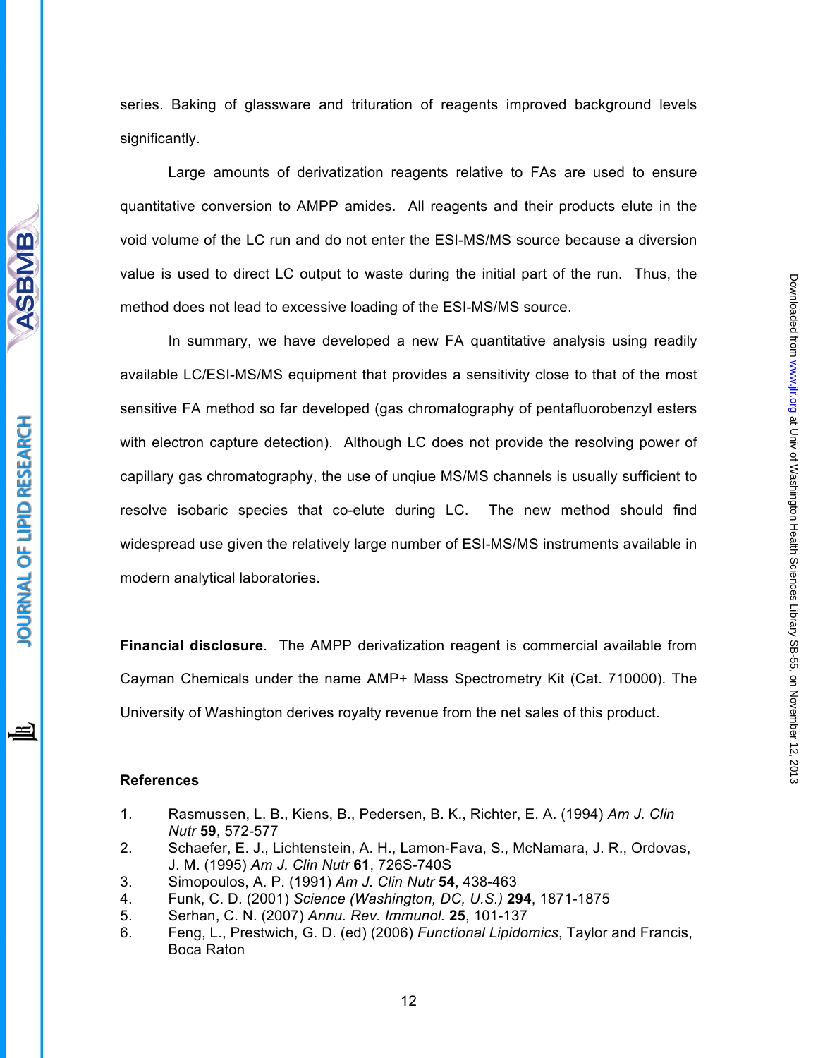series. Baking of glassware and trituration of reagents improved background levels significantly.

Large amounts of derivatization reagents relative to FAs are used to ensure quantitative conversion to AMPP amides. All reagents and their products elute in the void volume of the LC run and do not enter the ESI-MS/MS source because a diversion value is used to direct LC output to waste during the initial part of the run. Thus, the method does not lead to excessive loading of the ESI-MS/MS source.

In summary, we have developed a new FA quantitative analysis using readily available LC/ESI-MS/MS equipment that provides a sensitivity close to that of the most sensitive FA method so far developed (gas chromatography of pentafluorobenzyl esters with electron capture detection). Although LC does not provide the resolving power of capillary gas chromatography, the use of unqiue MS/MS channels is usually sufficient to resolve isobaric species that co-elute during LC. The new method should find widespread use given the relatively large number of ESI-MS/MS instruments available in modern analytical laboratories.

**Financial disclosure**. The AMPP derivatization reagent is commercial available from Cayman Chemicals under the name AMP+ Mass Spectrometry Kit (Cat. 710000). The University of Washington derives royalty revenue from the net sales of this product.

## References

1. Rasmussen, L. B., Kiens, B., Pedersen, B. K., Richter, E. A. (1994) *Am J. Clin Nutr* **59**, 572-577
2. Schaefer, E. J., Lichtenstein, A. H., Lamon-Fava, S., McNamara, J. R., Ordovas, J. M. (1995) *Am J. Clin Nutr* **61**, 726S-740S
3. Simopoulos, A. P. (1991) *Am J. Clin Nutr* **54**, 438-463
4. Funk, C. D. (2001) *Science (Washington, DC, U.S.)* **294**, 1871-1875
5. Serhan, C. N. (2007) *Annu. Rev. Immunol.* **25**, 101-137
6. Feng, L., Prestwich, G. D. (ed) (2006) *Functional Lipidomics*, Taylor and Francis, Boca Raton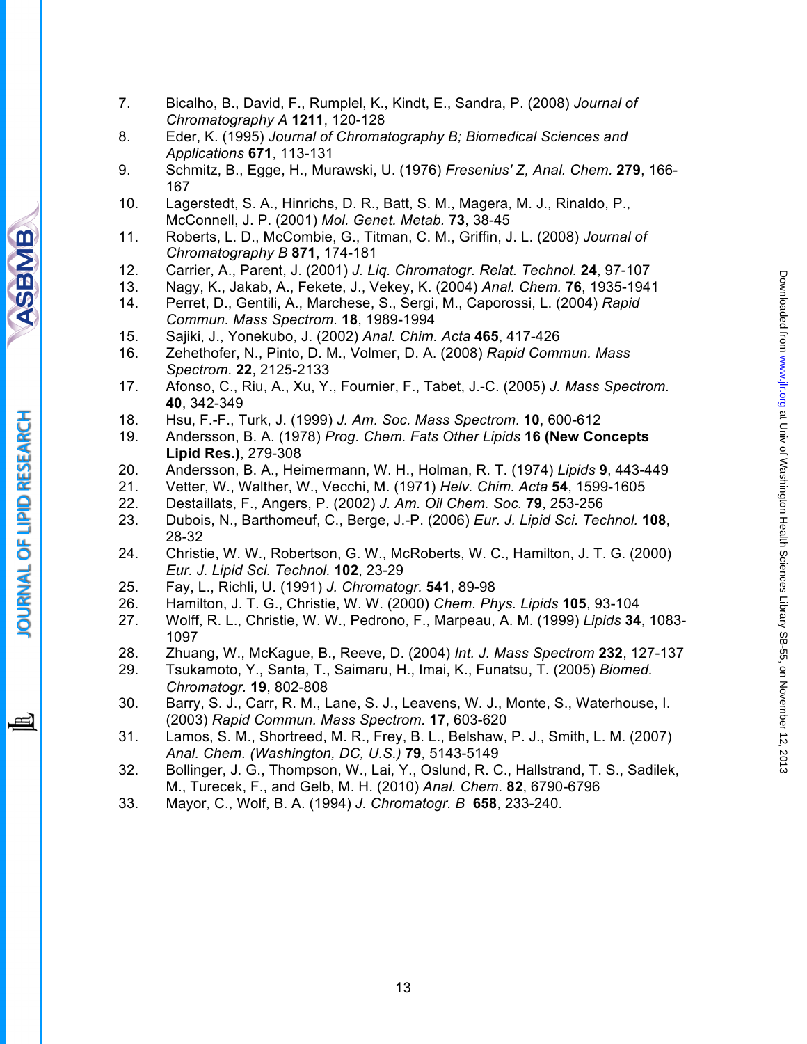7. Bicalho, B., David, F., Rumplel, K., Kindt, E., Sandra, P. (2008) *Journal of Chromatography A* **1211**, 120-128
8. Eder, K. (1995) *Journal of Chromatography B; Biomedical Sciences and Applications* **671**, 113-131
9. Schmitz, B., Egge, H., Murawski, U. (1976) *Fresenius' Z, Anal. Chem.* **279**, 166-167
10. Lagerstedt, S. A., Hinrichs, D. R., Batt, S. M., Magera, M. J., Rinaldo, P., McConnell, J. P. (2001) *Mol. Genet. Metab.* **73**, 38-45
11. Roberts, L. D., McCombie, G., Titman, C. M., Griffin, J. L. (2008) *Journal of Chromatography B* **871**, 174-181
12. Carrier, A., Parent, J. (2001) *J. Liq. Chromatogr. Relat. Technol.* **24**, 97-107
13. Nagy, K., Jakab, A., Fekete, J., Vekey, K. (2004) *Anal. Chem.* **76**, 1935-1941
14. Perret, D., Gentili, A., Marchese, S., Sergi, M., Caporossi, L. (2004) *Rapid Commun. Mass Spectrom.* **18**, 1989-1994
15. Sajiki, J., Yonekubo, J. (2002) *Anal. Chim. Acta* **465**, 417-426
16. Zehethofer, N., Pinto, D. M., Volmer, D. A. (2008) *Rapid Commun. Mass Spectrom.* **22**, 2125-2133
17. Afonso, C., Riu, A., Xu, Y., Fournier, F., Tabet, J.-C. (2005) *J. Mass Spectrom.* **40**, 342-349
18. Hsu, F.-F., Turk, J. (1999) *J. Am. Soc. Mass Spectrom.* **10**, 600-612
19. Andersson, B. A. (1978) *Prog. Chem. Fats Other Lipids* **16 (New Concepts Lipid Res.)**, 279-308
20. Andersson, B. A., Heimermann, W. H., Holman, R. T. (1974) *Lipids* **9**, 443-449
21. Vetter, W., Walther, W., Vecchi, M. (1971) *Helv. Chim. Acta* **54**, 1599-1605
22. Destaillats, F., Angers, P. (2002) *J. Am. Oil Chem. Soc.* **79**, 253-256
23. Dubois, N., Barthomeuf, C., Berge, J.-P. (2006) *Eur. J. Lipid Sci. Technol.* **108**, 28-32
24. Christie, W. W., Robertson, G. W., McRoberts, W. C., Hamilton, J. T. G. (2000) *Eur. J. Lipid Sci. Technol.* **102**, 23-29
25. Fay, L., Richli, U. (1991) *J. Chromatogr.* **541**, 89-98
26. Hamilton, J. T. G., Christie, W. W. (2000) *Chem. Phys. Lipids* **105**, 93-104
27. Wolff, R. L., Christie, W. W., Pedrono, F., Marpeau, A. M. (1999) *Lipids* **34**, 1083-1097
28. Zhuang, W., McKague, B., Reeve, D. (2004) *Int. J. Mass Spectrom* **232**, 127-137
29. Tsukamoto, Y., Santa, T., Saimaru, H., Imai, K., Funatsu, T. (2005) *Biomed. Chromatogr.* **19**, 802-808
30. Barry, S. J., Carr, R. M., Lane, S. J., Leavens, W. J., Monte, S., Waterhouse, I. (2003) *Rapid Commun. Mass Spectrom.* **17**, 603-620
31. Lamos, S. M., Shortreed, M. R., Frey, B. L., Belshaw, P. J., Smith, L. M. (2007) *Anal. Chem. (Washington, DC, U.S.)* **79**, 5143-5149
32. Bollinger, J. G., Thompson, W., Lai, Y., Oslund, R. C., Hallstrand, T. S., Sadilek, M., Turecek, F., and Gelb, M. H. (2010) *Anal. Chem.* **82**, 6790-6796
33. Mayor, C., Wolf, B. A. (1994) *J. Chromatogr. B* **658**, 233-240.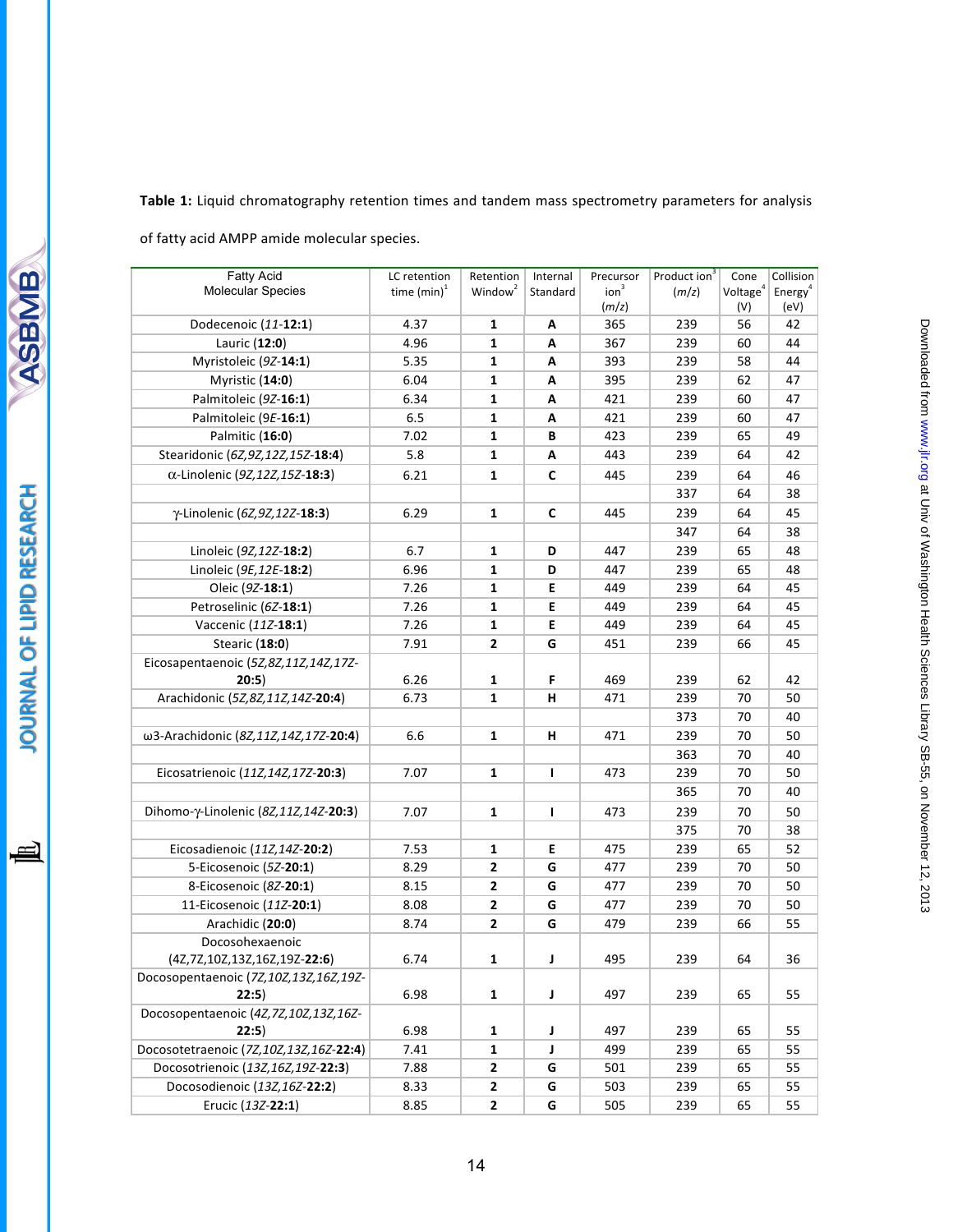**Table 1:** Liquid chromatography retention times and tandem mass spectrometry parameters for analysis of fatty acid AMPP amide molecular species.

| Fatty Acid Molecular Species | LC retention time (min)[1] | Retention Window[2] | Internal Standard | Precursor ion[3] (m/z) | Product ion[3] (m/z) | Cone Voltage[4] (V) | Collision Energy[4] (eV) |
|---|---|---|---|---|---|---|---|
| Dodecenoic (*11*-**12:1**) | 4.37 | **1** | **A** | 365 | 239 | 56 | 42 |
| Lauric (**12:0**) | 4.96 | **1** | **A** | 367 | 239 | 60 | 44 |
| Myristoleic (*9Z*-**14:1**) | 5.35 | **1** | **A** | 393 | 239 | 58 | 44 |
| Myristic (**14:0**) | 6.04 | **1** | **A** | 395 | 239 | 62 | 47 |
| Palmitoleic (*9Z*-**16:1**) | 6.34 | **1** | **A** | 421 | 239 | 60 | 47 |
| Palmitoleic (*9E*-**16:1**) | 6.5 | **1** | **A** | 421 | 239 | 60 | 47 |
| Palmitic (**16:0**) | 7.02 | **1** | **B** | 423 | 239 | 65 | 49 |
| Stearidonic (*6Z,9Z,12Z,15Z*-**18:4**) | 5.8 | **1** | **A** | 443 | 239 | 64 | 42 |
| α-Linolenic (*9Z,12Z,15Z*-**18:3**) | 6.21 | **1** | **C** | 445 | 239 | 64 | 46 |
| | | | | | 337 | 64 | 38 |
| γ-Linolenic (*6Z,9Z,12Z*-**18:3**) | 6.29 | **1** | **C** | 445 | 239 | 64 | 45 |
| | | | | | 347 | 64 | 38 |
| Linoleic (*9Z,12Z*-**18:2**) | 6.7 | **1** | **D** | 447 | 239 | 65 | 48 |
| Linoleic (*9E,12E*-**18:2**) | 6.96 | **1** | **D** | 447 | 239 | 65 | 48 |
| Oleic (*9Z*-**18:1**) | 7.26 | **1** | **E** | 449 | 239 | 64 | 45 |
| Petroselinic (*6Z*-**18:1**) | 7.26 | **1** | **E** | 449 | 239 | 64 | 45 |
| Vaccenic (*11Z*-**18:1**) | 7.26 | **1** | **E** | 449 | 239 | 64 | 45 |
| Stearic (**18:0**) | 7.91 | **2** | **G** | 451 | 239 | 66 | 45 |
| Eicosapentaenoic (*5Z,8Z,11Z,14Z,17Z*-**20:5**) | 6.26 | **1** | **F** | 469 | 239 | 62 | 42 |
| Arachidonic (*5Z,8Z,11Z,14Z*-**20:4**) | 6.73 | **1** | **H** | 471 | 239 | 70 | 50 |
| | | | | | 373 | 70 | 40 |
| ω3-Arachidonic (*8Z,11Z,14Z,17Z*-**20:4**) | 6.6 | **1** | **H** | 471 | 239 | 70 | 50 |
| | | | | | 363 | 70 | 40 |
| Eicosatrienoic (*11Z,14Z,17Z*-**20:3**) | 7.07 | **1** | **I** | 473 | 239 | 70 | 50 |
| | | | | | 365 | 70 | 40 |
| Dihomo-γ-Linolenic (*8Z,11Z,14Z*-**20:3**) | 7.07 | **1** | **I** | 473 | 239 | 70 | 50 |
| | | | | | 375 | 70 | 38 |
| Eicosadienoic (*11Z,14Z*-**20:2**) | 7.53 | **1** | **E** | 475 | 239 | 65 | 52 |
| 5-Eicosenoic (*5Z*-**20:1**) | 8.29 | **2** | **G** | 477 | 239 | 70 | 50 |
| 8-Eicosenoic (*8Z*-**20:1**) | 8.15 | **2** | **G** | 477 | 239 | 70 | 50 |
| 11-Eicosenoic (*11Z*-**20:1**) | 8.08 | **2** | **G** | 477 | 239 | 70 | 50 |
| Arachidic (**20:0**) | 8.74 | **2** | **G** | 479 | 239 | 66 | 55 |
| Docosohexaenoic (*4Z,7Z,10Z,13Z,16Z,19Z*-**22:6**) | 6.74 | **1** | **J** | 495 | 239 | 64 | 36 |
| Docosopentaenoic (*7Z,10Z,13Z,16Z,19Z*-**22:5**) | 6.98 | **1** | **J** | 497 | 239 | 65 | 55 |
| Docosopentaenoic (*4Z,7Z,10Z,13Z,16Z*-**22:5**) | 6.98 | **1** | **J** | 497 | 239 | 65 | 55 |
| Docosotetraenoic (*7Z,10Z,13Z,16Z*-**22:4**) | 7.41 | **1** | **J** | 499 | 239 | 65 | 55 |
| Docosotrienoic (*13Z,16Z,19Z*-**22:3**) | 7.88 | **2** | **G** | 501 | 239 | 65 | 55 |
| Docosodienoic (*13Z,16Z*-**22:2**) | 8.33 | **2** | **G** | 503 | 239 | 65 | 55 |
| Erucic (*13Z*-**22:1**) | 8.85 | **2** | **G** | 505 | 239 | 65 | 55 |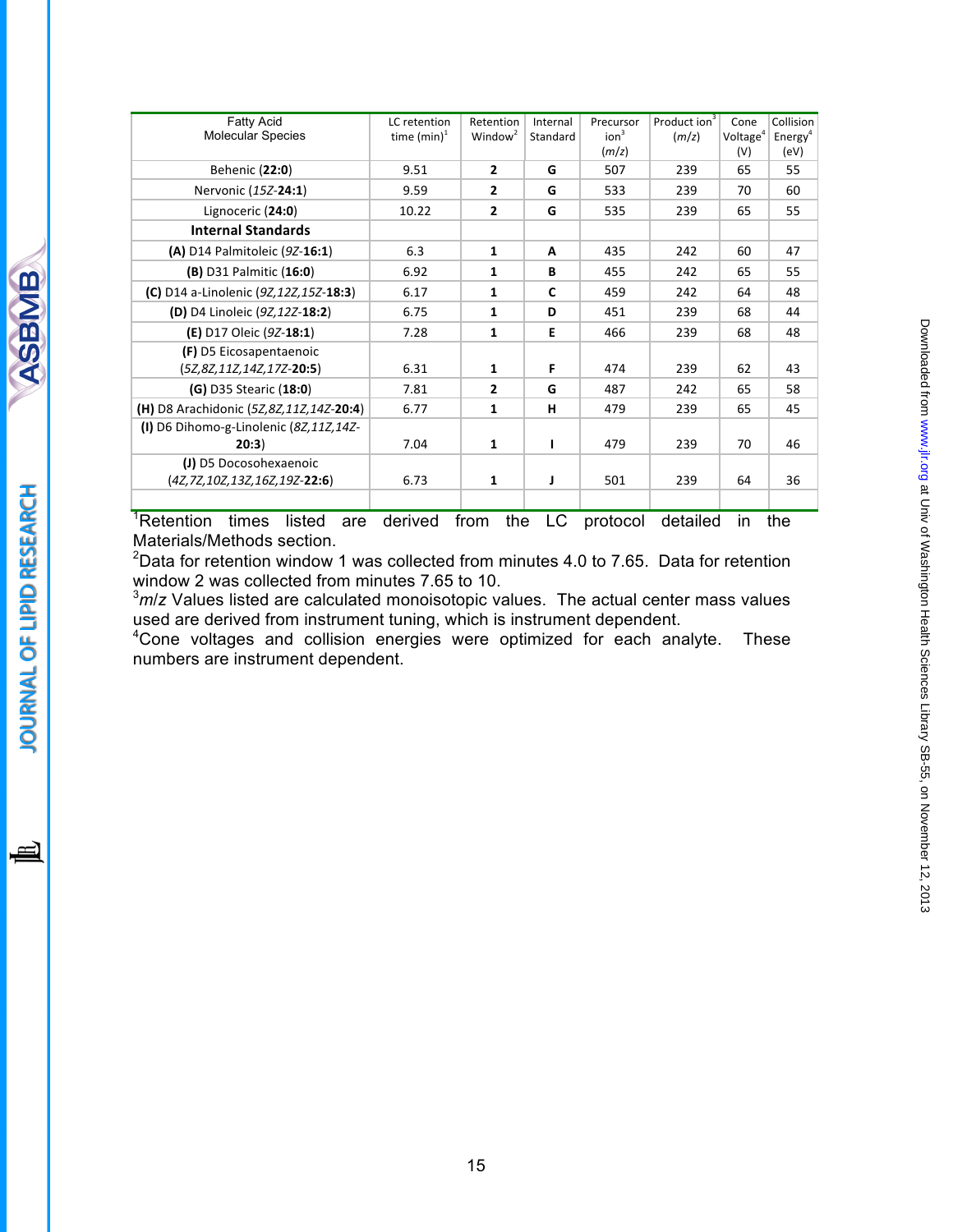| Fatty Acid Molecular Species | LC retention time (min)[1] | Retention Window[2] | Internal Standard | Precursor ion[3] (*m/z*) | Product ion[3] (*m/z*) | Cone Voltage[4] (V) | Collision Energy[4] (eV) |
|---|---|---|---|---|---|---|---|
| Behenic (**22:0**) | 9.51 | **2** | **G** | 507 | 239 | 65 | 55 |
| Nervonic (*15Z*-**24:1**) | 9.59 | **2** | **G** | 533 | 239 | 70 | 60 |
| Lignoceric (**24:0**) | 10.22 | **2** | **G** | 535 | 239 | 65 | 55 |
| **Internal Standards** | | | | | | | |
| **(A)** D14 Palmitoleic (*9Z*-**16:1**) | 6.3 | **1** | **A** | 435 | 242 | 60 | 47 |
| **(B)** D31 Palmitic (**16:0**) | 6.92 | **1** | **B** | 455 | 242 | 65 | 55 |
| **(C)** D14 a-Linolenic (*9Z,12Z,15Z*-**18:3**) | 6.17 | **1** | **C** | 459 | 242 | 64 | 48 |
| **(D)** D4 Linoleic (*9Z,12Z*-**18:2**) | 6.75 | **1** | **D** | 451 | 239 | 68 | 44 |
| **(E)** D17 Oleic (*9Z*-**18:1**) | 7.28 | **1** | **E** | 466 | 239 | 68 | 48 |
| **(F)** D5 Eicosapentaenoic (*5Z,8Z,11Z,14Z,17Z*-**20:5**) | 6.31 | **1** | **F** | 474 | 239 | 62 | 43 |
| **(G)** D35 Stearic (**18:0**) | 7.81 | **2** | **G** | 487 | 242 | 65 | 58 |
| **(H)** D8 Arachidonic (*5Z,8Z,11Z,14Z*-**20:4**) | 6.77 | **1** | **H** | 479 | 239 | 65 | 45 |
| **(I)** D6 Dihomo-g-Linolenic (*8Z,11Z,14Z*-**20:3**) | 7.04 | **1** | **I** | 479 | 239 | 70 | 46 |
| **(J)** D5 Docosohexaenoic (*4Z,7Z,10Z,13Z,16Z,19Z*-**22:6**) | 6.73 | **1** | **J** | 501 | 239 | 64 | 36 |

[1]Retention times listed are derived from the LC protocol detailed in the Materials/Methods section.
[2]Data for retention window 1 was collected from minutes 4.0 to 7.65. Data for retention window 2 was collected from minutes 7.65 to 10.
[3]*m/z* Values listed are calculated monoisotopic values. The actual center mass values used are derived from instrument tuning, which is instrument dependent.
[4]Cone voltages and collision energies were optimized for each analyte. These numbers are instrument dependent.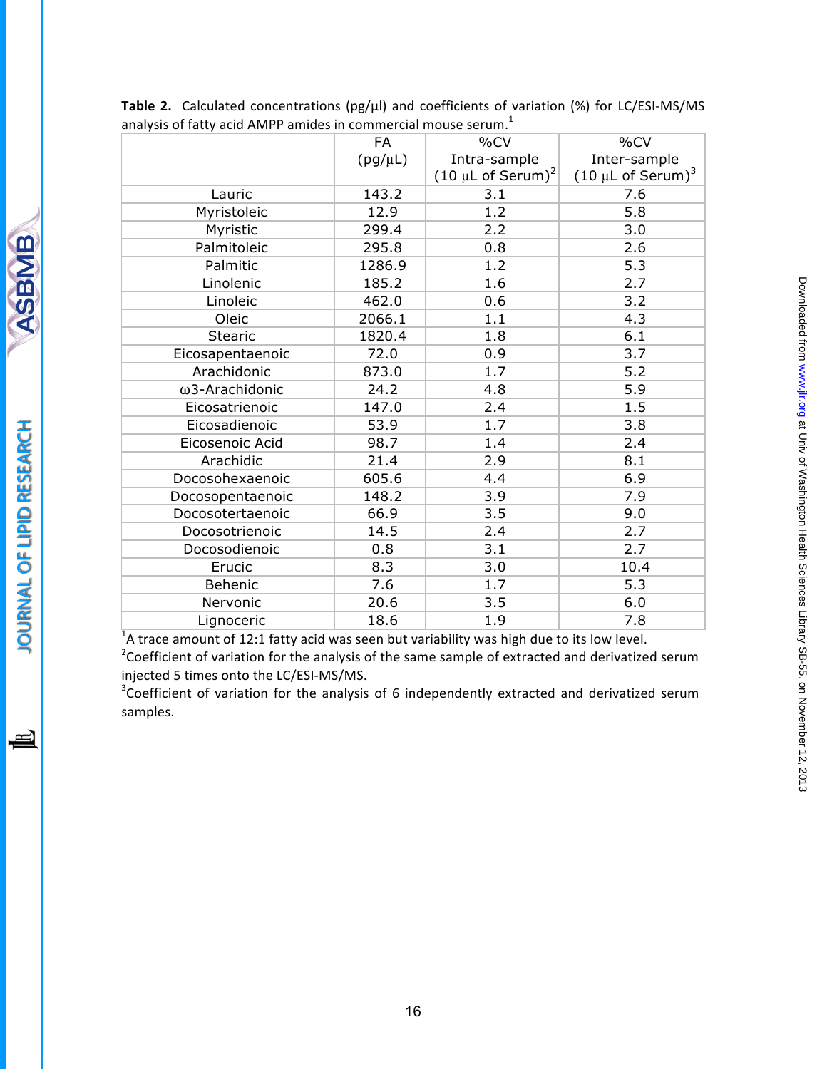**Table 2.** Calculated concentrations (pg/µl) and coefficients of variation (%) for LC/ESI-MS/MS analysis of fatty acid AMPP amides in commercial mouse serum.[1]

| | FA (pg/µL) | %CV Intra-sample (10 µL of Serum)[2] | %CV Inter-sample (10 µL of Serum)[3] |
|---|---|---|---|
| Lauric | 143.2 | 3.1 | 7.6 |
| Myristoleic | 12.9 | 1.2 | 5.8 |
| Myristic | 299.4 | 2.2 | 3.0 |
| Palmitoleic | 295.8 | 0.8 | 2.6 |
| Palmitic | 1286.9 | 1.2 | 5.3 |
| Linolenic | 185.2 | 1.6 | 2.7 |
| Linoleic | 462.0 | 0.6 | 3.2 |
| Oleic | 2066.1 | 1.1 | 4.3 |
| Stearic | 1820.4 | 1.8 | 6.1 |
| Eicosapentaenoic | 72.0 | 0.9 | 3.7 |
| Arachidonic | 873.0 | 1.7 | 5.2 |
| ω3-Arachidonic | 24.2 | 4.8 | 5.9 |
| Eicosatrienoic | 147.0 | 2.4 | 1.5 |
| Eicosadienoic | 53.9 | 1.7 | 3.8 |
| Eicosenoic Acid | 98.7 | 1.4 | 2.4 |
| Arachidic | 21.4 | 2.9 | 8.1 |
| Docosohexaenoic | 605.6 | 4.4 | 6.9 |
| Docosopentaenoic | 148.2 | 3.9 | 7.9 |
| Docosotertaenoic | 66.9 | 3.5 | 9.0 |
| Docosotrienoic | 14.5 | 2.4 | 2.7 |
| Docosodienoic | 0.8 | 3.1 | 2.7 |
| Erucic | 8.3 | 3.0 | 10.4 |
| Behenic | 7.6 | 1.7 | 5.3 |
| Nervonic | 20.6 | 3.5 | 6.0 |
| Lignoceric | 18.6 | 1.9 | 7.8 |

[1]A trace amount of 12:1 fatty acid was seen but variability was high due to its low level.

[2]Coefficient of variation for the analysis of the same sample of extracted and derivatized serum injected 5 times onto the LC/ESI-MS/MS.

[3]Coefficient of variation for the analysis of 6 independently extracted and derivatized serum samples.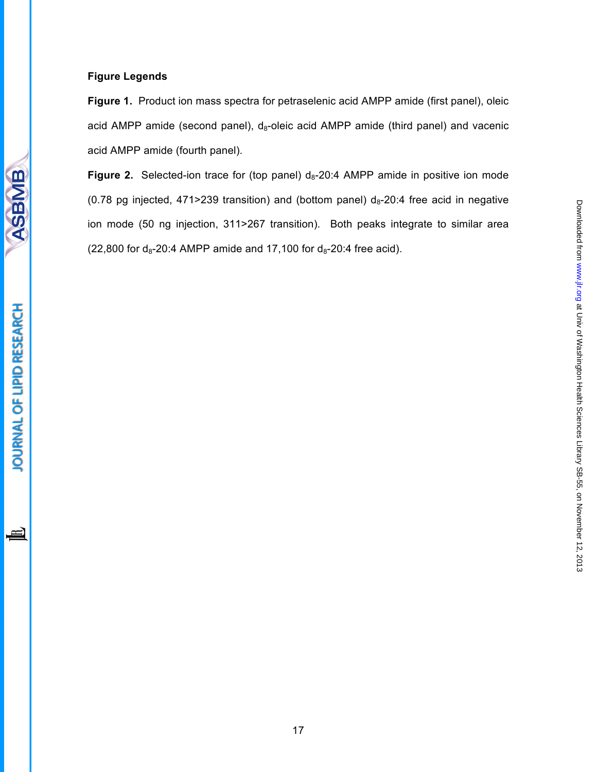**Figure Legends**

**Figure 1.** Product ion mass spectra for petraselenic acid AMPP amide (first panel), oleic acid AMPP amide (second panel), $d_8$-oleic acid AMPP amide (third panel) and vacenic acid AMPP amide (fourth panel).

**Figure 2.** Selected-ion trace for (top panel) $d_8$-20:4 AMPP amide in positive ion mode (0.78 pg injected, 471>239 transition) and (bottom panel) $d_8$-20:4 free acid in negative ion mode (50 ng injection, 311>267 transition). Both peaks integrate to similar area (22,800 for $d_8$-20:4 AMPP amide and 17,100 for $d_8$-20:4 free acid).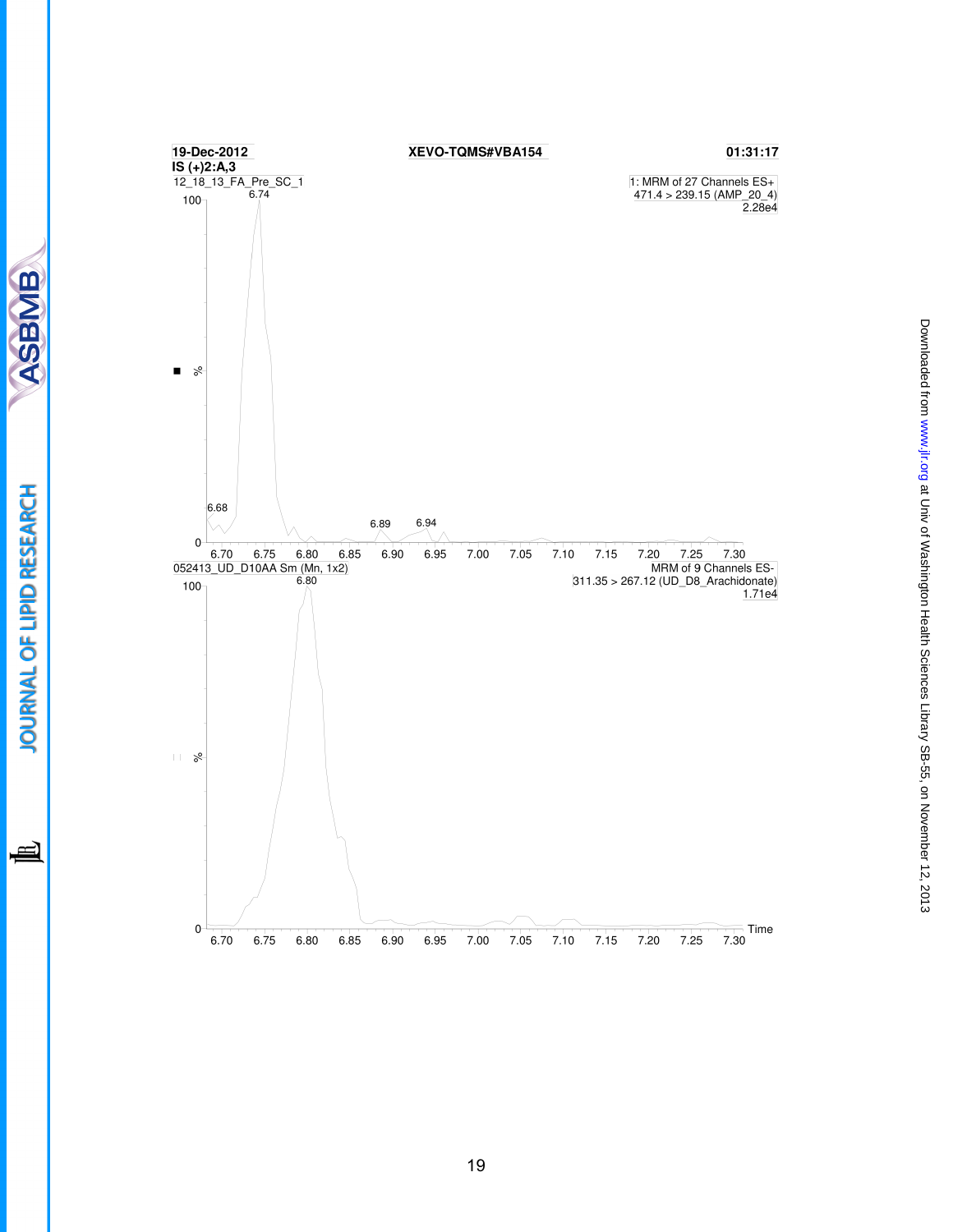19-Dec-2012

XEVO-TQMS#VBA154

01:31:17

IS (+)2:A,3

12_18_13_FA_Pre_SC_1

1: MRM of 27 Channels ES+

471.4 > 239.15 (AMP_20_4)

2.28e4

6.74

100

%

0

6.68

6.89

6.94

6.70 6.75 6.80 6.85 6.90 6.95 7.00 7.05 7.10 7.15 7.20 7.25 7.30

052413_UD_D10AA Sm (Mn, 1x2)

MRM of 9 Channels ES-

311.35 > 267.12 (UD_D8_Arachidonate)

1.71e4

6.80

100

%

0

6.70 6.75 6.80 6.85 6.90 6.95 7.00 7.05 7.10 7.15 7.20 7.25 7.30

Time